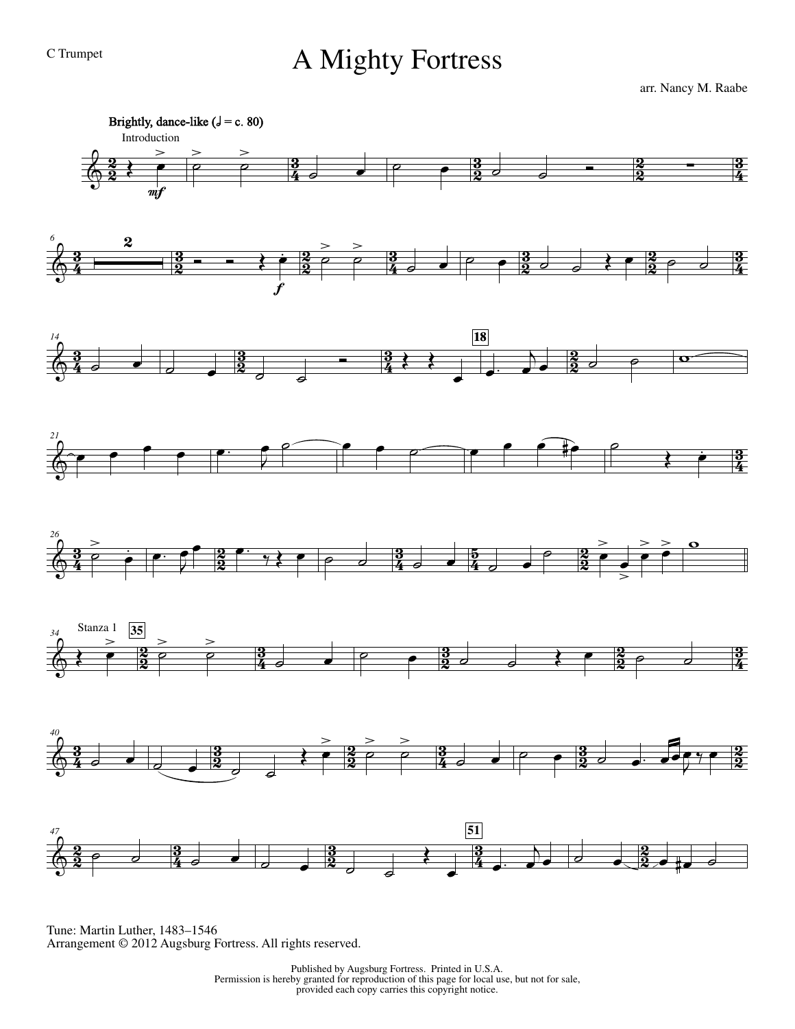C Trumpet

# A Mighty Fortress

arr. Nancy M. Raabe

Brightly, dance-like (♩ = c. 80)

Introduction

Stanza 1

Tune: Martin Luther, 1483–1546
Arrangement © 2012 Augsburg Fortress. All rights reserved.

Published by Augsburg Fortress. Printed in U.S.A.
Permission is hereby granted for reproduction of this page for local use, but not for sale, provided each copy carries this copyright notice.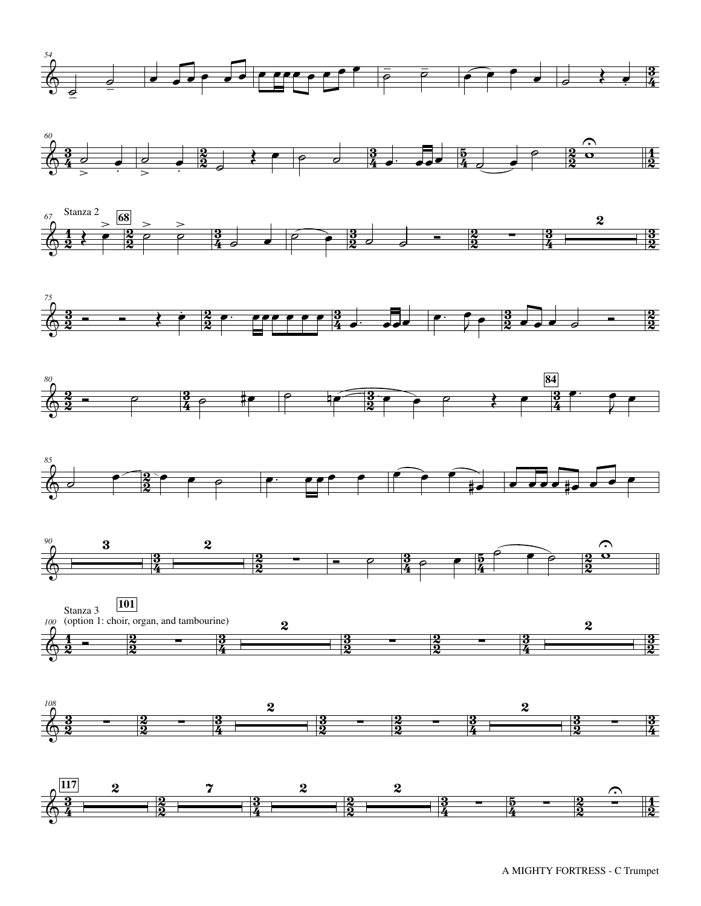Stanza 2

Stanza 3
(option 1: choir, organ, and tambourine)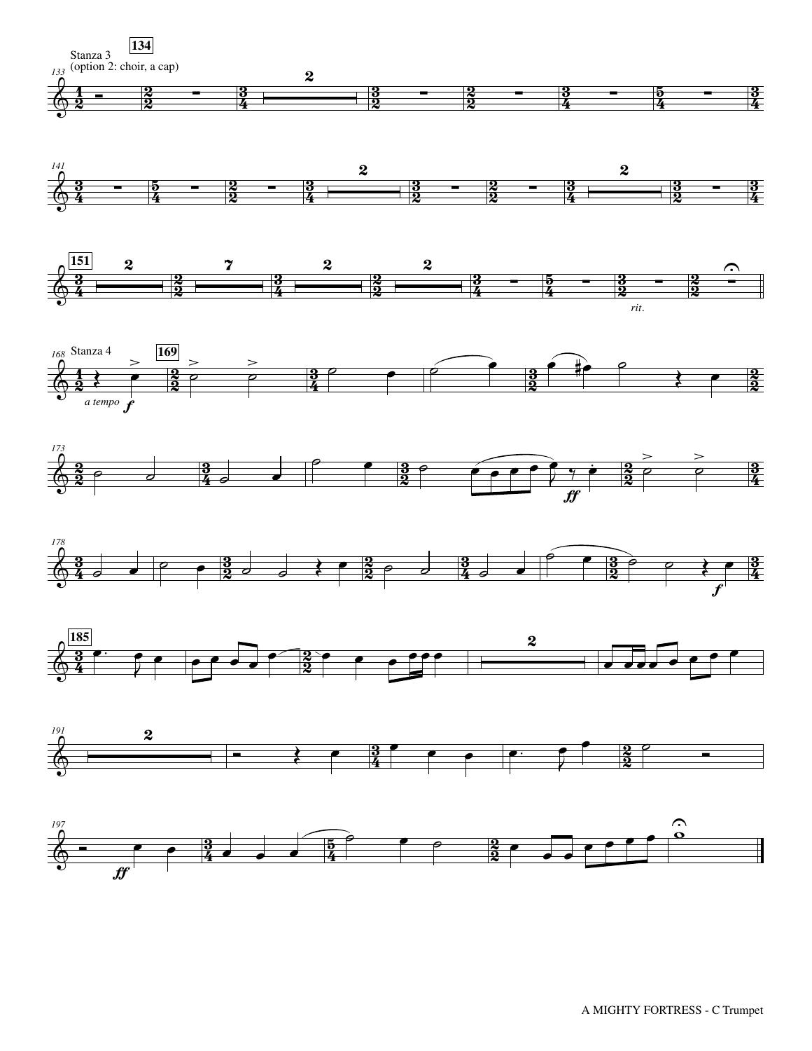Stanza 3
(option 2: choir, a cap)

Stanza 4

*a tempo*

*rit.*